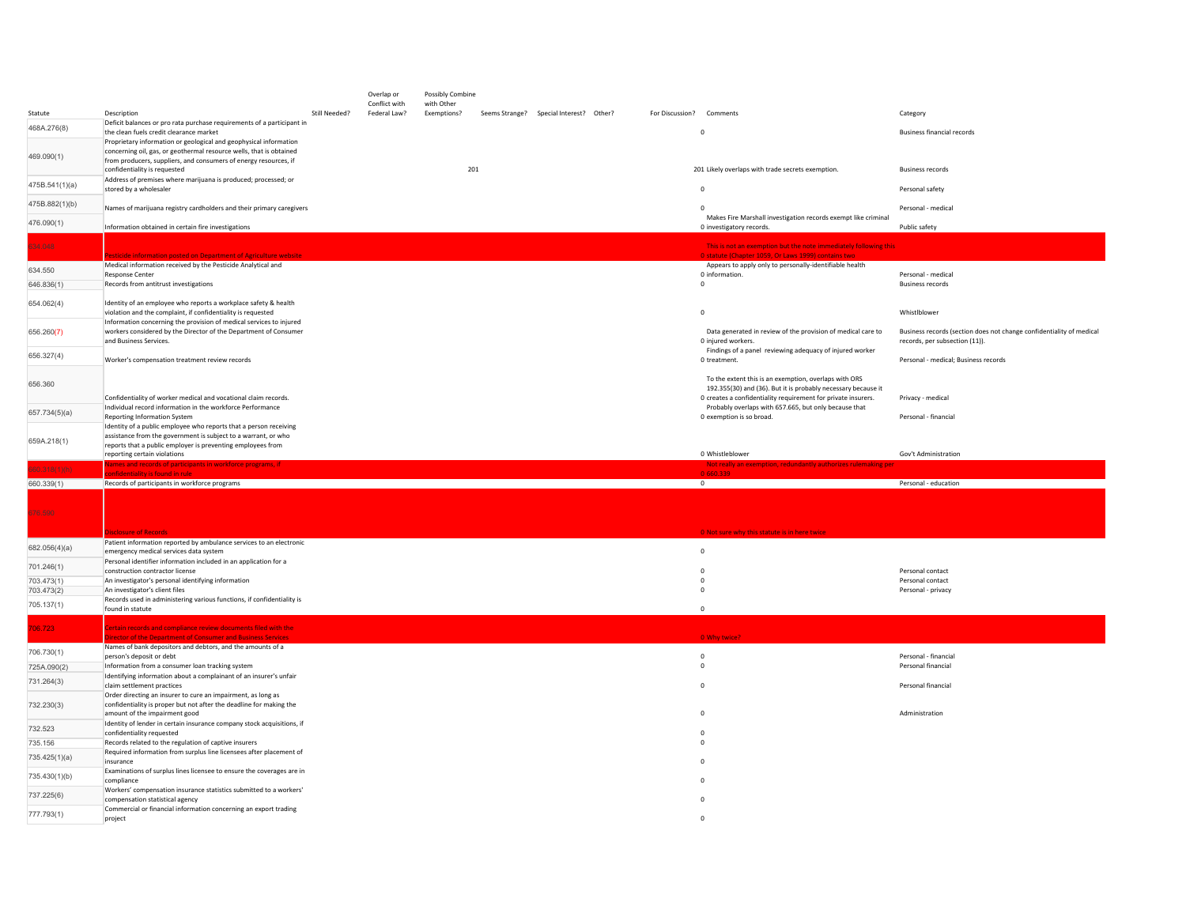| Statute | Description | Still Needed? | Overlap or Conflict with Federal Law? | Possibly Combine with Other Exemptions? | Seems Strange? | Special Interest? | Other? | For Discussion? | Comments | Category |
|---|---|---|---|---|---|---|---|---|---|---|
| 468A.276(8) | Deficit balances or pro rata purchase requirements of a participant in the clean fuels credit clearance market | | | | | | | 0 | | Business financial records |
| 469.090(1) | Proprietary information or geological and geophysical information concerning oil, gas, or geothermal resource wells, that is obtained from producers, suppliers, and consumers of energy resources, if confidentiality is requested | | | 201 | | | | 201 | Likely overlaps with trade secrets exemption. | Business records |
| 475B.541(1)(a) | Address of premises where marijuana is produced; processed; or stored by a wholesaler | | | | | | | 0 | | Personal safety |
| 475B.882(1)(b) | Names of marijuana registry cardholders and their primary caregivers | | | | | | | 0 | | Personal - medical |
| 476.090(1) | Information obtained in certain fire investigations | | | | | | | 0 | Makes Fire Marshall investigation records exempt like criminal investigatory records. | Public safety |
| 634.046 | Pesticide information posted on Department of Agriculture website | | | | | | | 0 | This is not an exemption but the note immediately following this statute (Chapter 1059, Or Laws 1999) contains two | |
| 634.550 | Medical information received by the Pesticide Analytical and Response Center | | | | | | | 0 | Appears to apply only to personally-identifiable health information. | Personal - medical |
| 646.836(1) | Records from antitrust investigations | | | | | | | 0 | | Business records |
| 654.062(4) | Identity of an employee who reports a workplace safety & health violation and the complaint, if confidentiality is requested | | | | | | | 0 | | Whistlblower |
| 656.260(7) | Information concerning the provision of medical services to injured workers considered by the Director of the Department of Consumer and Business Services. | | | | | | | 0 | Data generated in review of the provision of medical care to injured workers. | Business records (section does not change confidentiality of medical records, per subsection (11)). |
| 656.327(4) | Worker's compensation treatment review records | | | | | | | 0 | Findings of a panel reviewing adequacy of injured worker treatment. | Personal - medical; Business records |
| 656.360 | Confidentiality of worker medical and vocational claim records. | | | | | | | 0 | To the extent this is an exemption, overlaps with ORS 192.355(30) and (36). But it is probably necessary because it creates a confidentiality requirement for private insurers. | Privacy - medical |
| 657.734(5)(a) | Individual record information in the workforce Performance Reporting Information System | | | | | | | 0 | Probably overlaps with 657.665, but only because that exemption is so broad. | Personal - financial |
| 659A.218(1) | Identity of a public employee who reports that a person receiving assistance from the government is subject to a warrant, or who reports that a public employer is preventing employees from reporting certain violations | | | | | | | 0 | Whistleblower | Gov't Administration |
| 660.316(1)(b) | Names and records of participants in workforce programs, if confidentiality is found in rule | | | | | | | 0 | Not really an exemption, redundantly authorizes rulemaking per 660.339 | |
| 660.339(1) | Records of participants in workforce programs | | | | | | | 0 | | Personal - education |
| 676.590 | Disclosure of Records | | | | | | | 0 | Not sure why this statute is in here twice | |
| 682.056(4)(a) | Patient information reported by ambulance services to an electronic emergency medical services data system | | | | | | | 0 | | |
| 701.246(1) | Personal identifier information included in an application for a construction contractor license | | | | | | | 0 | | Personal contact |
| 703.473(1) | An investigator's personal identifying information | | | | | | | 0 | | Personal contact |
| 703.473(2) | An investigator's client files | | | | | | | 0 | | Personal - privacy |
| 705.137(1) | Records used in administering various functions, if confidentiality is found in statute | | | | | | | 0 | | |
| 706.725 | Certain records and compliance review documents filed with the Director of the Department of Consumer and Business Services | | | | | | | 0 | Why twice? | |
| 706.730(1) | Names of bank depositors and debtors, and the amounts of a person's deposit or debt | | | | | | | 0 | | Personal - financial |
| 725A.090(2) | Information from a consumer loan tracking system | | | | | | | 0 | | Personal financial |
| 731.264(3) | Identifying information about a complainant of an insurer's unfair claim settlement practices | | | | | | | 0 | | Personal financial |
| 732.230(3) | Order directing an insurer to cure an impairment, as long as confidentiality is proper but not after the deadline for making the amount of the impairment good | | | | | | | 0 | | Administration |
| 732.523 | Identity of lender in certain insurance company stock acquisitions, if confidentiality requested | | | | | | | 0 | | |
| 735.156 | Records related to the regulation of captive insurers | | | | | | | 0 | | |
| 735.425(1)(a) | Required information from surplus line licensees after placement of insurance | | | | | | | 0 | | |
| 735.430(1)(b) | Examinations of surplus lines licensee to ensure the coverages are in compliance | | | | | | | 0 | | |
| 737.225(6) | Workers' compensation insurance statistics submitted to a workers' compensation statistical agency | | | | | | | 0 | | |
| 777.793(1) | Commercial or financial information concerning an export trading project | | | | | | | 0 | | |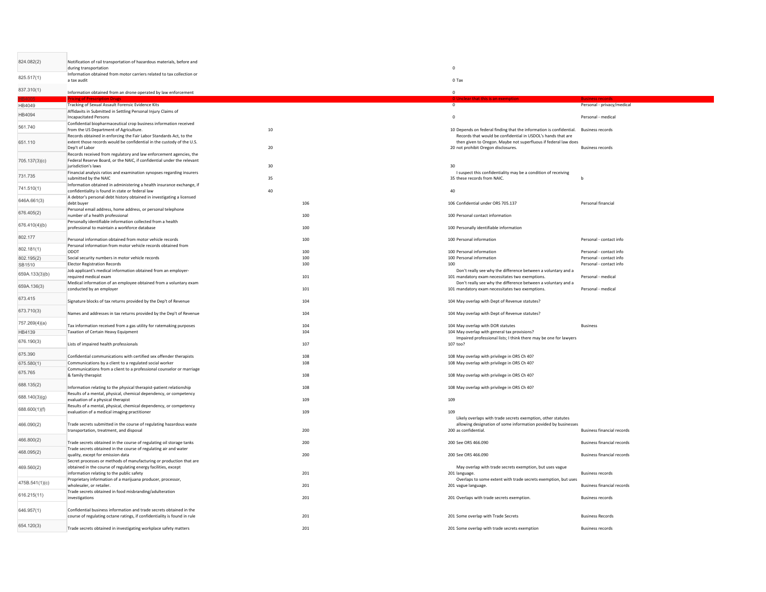| | | | | |
|---|---|---|---|---|
| 824.082(2) | Notification of rail transportation of hazardous materials, before and during transportation | | 0 | |
| 825.517(1) | Information obtained from motor carriers related to tax collection or a tax audit | | 0 Tax | |
| 837.310(1) | Information obtained from an drone operated by law enforcement | | 0 | |
| HB4005 | Pricing of Prescription Drugs | | 0 Unclear that this is an exemption | Business records |
| HB4049 | Tracking of Sexual Assault Forensic Evidence Kits | | 0 | Personal - privacy/medical |
| HB4094 | Affidavits in Submitted in Settling Personal Injury Claims of Incapacitated Persons | | 0 | Personal - medical |
| 561.740 | Confidential biopharmaceutical crop business information received from the US Department of Agriculture. | 10 | 10 Depends on federal finding that the information is confidential. | Business records |
| 651.110 | Records obtained in enforcing the Fair Labor Standards Act, to the extent those records would be confidential in the custody of the U.S. Dep't of Labor | 20 | 20 Records that would be confidential in USDOL's hands that are then given to Oregon. Maybe not superfluous if federal law does not prohibit Oregon disclosures. | Business records |
| 705.137(3)(c) | Records received from regulatory and law enforcement agencies, the Federal Reserve Board, or the NAIC, if confidential under the relevant jurisdiction's laws | 30 | 30 | |
| 731.735 | Financial analysis ratios and examination synopses regarding insurers submitted by the NAIC | 35 | 35 I suspect this confidentiality may be a condition of receiving these records from NAIC. | b |
| 741.510(1) | Information obtained in administering a health insurance exchange, if confidentiality is found in state or federal law | 40 | 40 | |
| 646A.661(3) | A debtor's personal debt history obtained in investigating a licensed debt buyer | 106 | 106 Confidential under ORS 705.137 | Personal financial |
| 676.405(2) | Personal email address, home address, or personal telephone number of a health professional | 100 | 100 Personal contact information | |
| 676.410(4)(b) | Personally identifiable information collected from a health professional to maintain a workforce database | 100 | 100 Personally identifiable information | |
| 802.177 | Personal information obtained from motor vehicle records | 100 | 100 Personal information | Personal - contact info |
| 802.181(1) | Personal information from motor vehicle records obtained from ODOT | 100 | 100 Personal information | Personal - contact info |
| 802.195(2) | Social security numbers in motor vehicle records | 100 | 100 Personal information | Personal - contact info |
| SB1510 | Elector Registration Records | 100 | 100 | Personal - contact info |
| 659A.133(3)(b) | Job applicant's medical information obtained from an employer-required medical exam | 101 | 101 Don't really see why the difference between a voluntary and a mandatory exam necessitates two exemptions. | Personal - medical |
| 659A.136(3) | Medical information of an employee obtained from a voluntary exam conducted by an employer | 101 | 101 Don't really see why the difference between a voluntary and a mandatory exam necessitates two exemptions. | Personal - medical |
| 673.415 | Signature blocks of tax returns provided by the Dep't of Revenue | 104 | 104 May overlap with Dept of Revenue statutes? | |
| 673.710(3) | Names and addresses in tax returns provided by the Dep't of Revenue | 104 | 104 May overlap with Dept of Revenue statutes? | |
| 757.269(4)(a) | Tax information received from a gas utility for ratemaking purposes | 104 | 104 May overlap with DOR statutes | Business |
| HB4139 | Taxation of Certain Heavy Equipment | 104 | 104 May overlap with general tax provisions? | |
| 676.190(3) | Lists of impaired health professionals | 107 | 107 Impaired professional lists; I think there may be one for lawyers too? | |
| 675.390 | Confidential communications with certified sex offender therapists | 108 | 108 May overlap with privilege in ORS Ch 40? | |
| 675.580(1) | Communications by a client to a regulated social worker | 108 | 108 May overlap with privilege in ORS Ch 40? | |
| 675.765 | Communications from a client to a professional counselor or marriage & family therapist | 108 | 108 May overlap with privilege in ORS Ch 40? | |
| 688.135(2) | Information relating to the physical therapist-patient relationship | 108 | 108 May overlap with privilege in ORS Ch 40? | |
| 688.140(3)(g) | Results of a mental, physical, chemical dependency, or competency evaluation of a physical therapist | 109 | 109 | |
| 688.600(1)(f) | Results of a mental, physical, chemical dependency, or competency evaluation of a medical imaging practitioner | 109 | 109 | |
| 466.090(2) | Trade secrets submitted in the course of regulating hazardous waste transportation, treatment, and disposal | 200 | 200 Likely overlaps with trade secrets exemption, other statutes allowing designation of some information povided by businesses as confidential. | Business financial records |
| 466.800(2) | Trade secrets obtained in the course of regulating oil storage tanks | 200 | 200 See ORS 466.090 | Business financial records |
| 468.095(2) | Trade secrets obtained in the course of regulating air and water quality, except for emission data | 200 | 200 See ORS 466.090 | Business financial records |
| 469.560(2) | Secret processes or methods of manufacturing or production that are obtained in the course of regulating energy facilities, except information relating to the public safety | 201 | 201 May overlap with trade secrets exemption, but uses vague language. | Business records |
| 475B.541(1)(c) | Proprietary information of a marijuana producer, processor, wholesaler, or retailer. | 201 | 201 Overlaps to some extent with trade secrets exemption, but uses vague language. | Business financial records |
| 616.215(11) | Trade secrets obtained in food misbranding/adulteration investigations | 201 | 201 Overlaps with trade secrets exemption. | Business records |
| 646.957(1) | Confidential business information and trade secrets obtained in the course of regulating octane ratings, if confidentiality is found in rule | 201 | 201 Some overlap with Trade Secrets | Business Records |
| 654.120(3) | Trade secrets obtained in investigating workplace safety matters | 201 | 201 Some overlap with trade secrets exemption | Business records |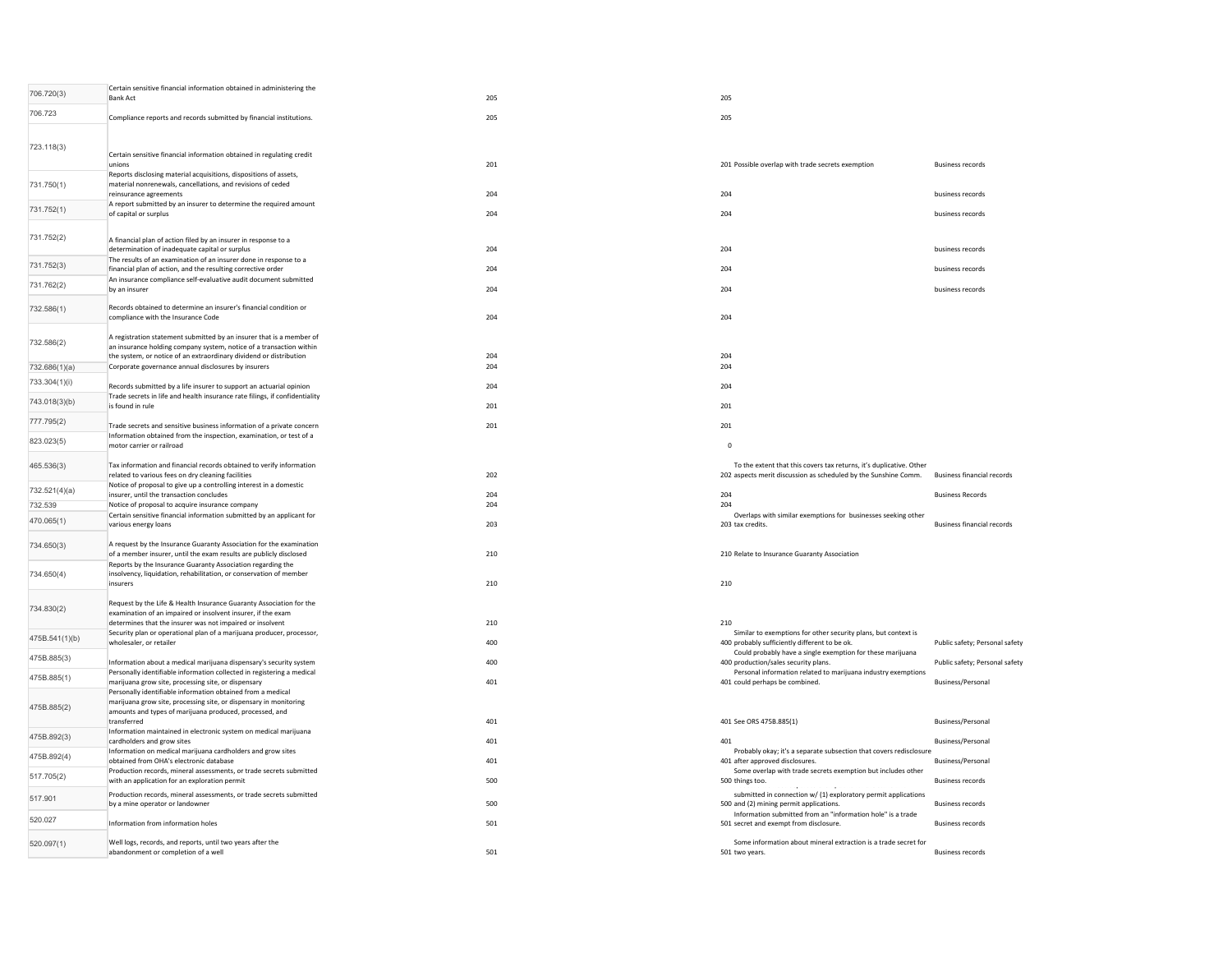| | | | | |
|---|---|---|---|---|
| 706.720(3) | Certain sensitive financial information obtained in administering the Bank Act | 205 | 205 | |
| 706.723 | Compliance reports and records submitted by financial institutions. | 205 | 205 | |
| 723.118(3) | Certain sensitive financial information obtained in regulating credit unions | 201 | 201 Possible overlap with trade secrets exemption | Business records |
| 731.750(1) | Reports disclosing material acquisitions, dispositions of assets, material nonrenewals, cancellations, and revisions of ceded reinsurance agreements | 204 | 204 | business records |
| 731.752(1) | A report submitted by an insurer to determine the required amount of capital or surplus | 204 | 204 | business records |
| 731.752(2) | A financial plan of action filed by an insurer in response to a determination of inadequate capital or surplus | 204 | 204 | business records |
| 731.752(3) | The results of an examination of an insurer done in response to a financial plan of action, and the resulting corrective order | 204 | 204 | business records |
| 731.762(2) | An insurance compliance self-evaluative audit document submitted by an insurer | 204 | 204 | business records |
| 732.586(1) | Records obtained to determine an insurer's financial condition or compliance with the Insurance Code | 204 | 204 | |
| 732.586(2) | A registration statement submitted by an insurer that is a member of an insurance holding company system, notice of a transaction within the system, or notice of an extraordinary dividend or distribution | 204 | 204 | |
| 732.686(1)(a) | Corporate governance annual disclosures by insurers | 204 | 204 | |
| 733.304(1)(i) | Records submitted by a life insurer to support an actuarial opinion | 204 | 204 | |
| 743.018(3)(b) | Trade secrets in life and health insurance rate filings, if confidentiality is found in rule | 201 | 201 | |
| 777.795(2) | Trade secrets and sensitive business information of a private concern | 201 | 201 | |
| 823.023(5) | Information obtained from the inspection, examination, or test of a motor carrier or railroad | | 0 | |
| 465.536(3) | Tax information and financial records obtained to verify information related to various fees on dry cleaning facilities | 202 | 202 To the extent that this covers tax returns, it's duplicative. Other aspects merit discussion as scheduled by the Sunshine Comm. | Business financial records |
| 732.521(4)(a) | Notice of proposal to give up a controlling interest in a domestic insurer, until the transaction concludes | 204 | 204 | Business Records |
| 732.539 | Notice of proposal to acquire insurance company | 204 | 204 | |
| 470.065(1) | Certain sensitive financial information submitted by an applicant for various energy loans | 203 | 203 Overlaps with similar exemptions for businesses seeking other tax credits. | Business financial records |
| 734.650(3) | A request by the Insurance Guaranty Association for the examination of a member insurer, until the exam results are publicly disclosed | 210 | 210 Relate to Insurance Guaranty Association | |
| 734.650(4) | Reports by the Insurance Guaranty Association regarding the insolvency, liquidation, rehabilitation, or conservation of member insurers | 210 | 210 | |
| 734.830(2) | Request by the Life & Health Insurance Guaranty Association for the examination of an impaired or insolvent insurer, if the exam determines that the insurer was not impaired or insolvent | 210 | 210 | |
| 475B.541(1)(b) | Security plan or operational plan of a marijuana producer, processor, wholesaler, or retailer | 400 | 400 Similar to exemptions for other security plans, but context is probably sufficiently different to be ok. | Public safety; Personal safety |
| 475B.885(3) | Information about a medical marijuana dispensary's security system | 400 | 400 Could probably have a single exemption for these marijuana production/sales security plans. | Public safety; Personal safety |
| 475B.885(1) | Personally identifiable information collected in registering a medical marijuana grow site, processing site, or dispensary | 401 | 401 Personal information related to marijuana industry exemptions could perhaps be combined. | Business/Personal |
| 475B.885(2) | Personally identifiable information obtained from a medical marijuana grow site, processing site, or dispensary in monitoring amounts and types of marijuana produced, processed, and transferred | 401 | 401 See ORS 475B.885(1) | Business/Personal |
| 475B.892(3) | Information maintained in electronic system on medical marijuana cardholders and grow sites | 401 | 401 | Business/Personal |
| 475B.892(4) | Information on medical marijuana cardholders and grow sites obtained from OHA's electronic database | 401 | 401 Probably okay; it's a separate subsection that covers redisclosure after approved disclosures. | Business/Personal |
| 517.705(2) | Production records, mineral assessments, or trade secrets submitted with an application for an exploration permit | 500 | 500 Some overlap with trade secrets exemption but includes other things too. | Business records |
| 517.901 | Production records, mineral assessments, or trade secrets submitted by a mine operator or landowner | 500 | 500 submitted in connection w/ (1) exploratory permit applications and (2) mining permit applications. | Business records |
| 520.027 | Information from information holes | 501 | 501 Information submitted from an "information hole" is a trade secret and exempt from disclosure. | Business records |
| 520.097(1) | Well logs, records, and reports, until two years after the abandonment or completion of a well | 501 | 501 Some information about mineral extraction is a trade secret for two years. | Business records |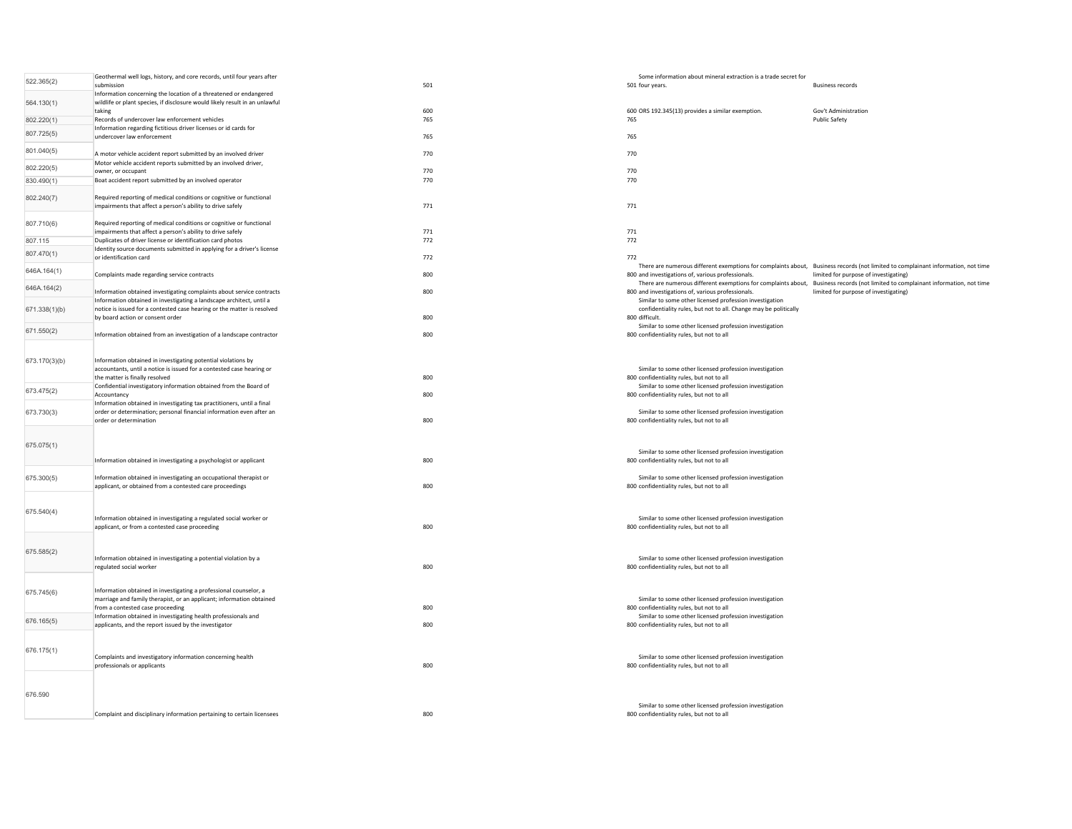| | | | | |
|---|---|---|---|---|
| 522.365(2) | Geothermal well logs, history, and core records, until four years after submission | 501 | 501 Some information about mineral extraction is a trade secret for four years. | Business records |
| 564.130(1) | Information concerning the location of a threatened or endangered wildlife or plant species, if disclosure would likely result in an unlawful taking | 600 | 600 ORS 192.345(13) provides a similar exemption. | Gov't Administration |
| 802.220(1) | Records of undercover law enforcement vehicles | 765 | 765 | Public Safety |
| 807.725(5) | Information regarding fictitious driver licenses or id cards for undercover law enforcement | 765 | 765 | |
| 801.040(5) | A motor vehicle accident report submitted by an involved driver | 770 | 770 | |
| 802.220(5) | Motor vehicle accident reports submitted by an involved driver, owner, or occupant | 770 | 770 | |
| 830.490(1) | Boat accident report submitted by an involved operator | 770 | 770 | |
| 802.240(7) | Required reporting of medical conditions or cognitive or functional impairments that affect a person's ability to drive safely | 771 | 771 | |
| 807.710(6) | Required reporting of medical conditions or cognitive or functional impairments that affect a person's ability to drive safely | 771 | 771 | |
| 807.115 | Duplicates of driver license or identification card photos | 772 | 772 | |
| 807.470(1) | Identity source documents submitted in applying for a driver's license or identification card | 772 | 772 | |
| 646A.164(1) | Complaints made regarding service contracts | 800 | 800 There are numerous different exemptions for complaints about, and investigations of, various professionals. | Business records (not limited to complainant information, not time limited for purpose of investigating) |
| 646A.164(2) | Information obtained investigating complaints about service contracts | 800 | 800 There are numerous different exemptions for complaints about, and investigations of, various professionals. | Business records (not limited to complainant information, not time limited for purpose of investigating) |
| 671.338(1)(b) | Information obtained in investigating a landscape architect, until a notice is issued for a contested case hearing or the matter is resolved by board action or consent order | 800 | 800 Similar to some other licensed profession investigation confidentiality rules, but not to all. Change may be politically difficult. | |
| 671.550(2) | Information obtained from an investigation of a landscape contractor | 800 | 800 Similar to some other licensed profession investigation confidentiality rules, but not to all | |
| 673.170(3)(b) | Information obtained in investigating potential violations by accountants, until a notice is issued for a contested case hearing or the matter is finally resolved | 800 | 800 Similar to some other licensed profession investigation confidentiality rules, but not to all | |
| 673.475(2) | Confidential investigatory information obtained from the Board of Accountancy | 800 | 800 Similar to some other licensed profession investigation confidentiality rules, but not to all | |
| 673.730(3) | Information obtained in investigating tax practitioners, until a final order or determination; personal financial information even after an order or determination | 800 | 800 Similar to some other licensed profession investigation confidentiality rules, but not to all | |
| 675.075(1) | Information obtained in investigating a psychologist or applicant | 800 | 800 Similar to some other licensed profession investigation confidentiality rules, but not to all | |
| 675.300(5) | Information obtained in investigating an occupational therapist or applicant, or obtained from a contested care proceedings | 800 | 800 Similar to some other licensed profession investigation confidentiality rules, but not to all | |
| 675.540(4) | Information obtained in investigating a regulated social worker or applicant, or from a contested case proceeding | 800 | 800 Similar to some other licensed profession investigation confidentiality rules, but not to all | |
| 675.585(2) | Information obtained in investigating a potential violation by a regulated social worker | 800 | 800 Similar to some other licensed profession investigation confidentiality rules, but not to all | |
| 675.745(6) | Information obtained in investigating a professional counselor, a marriage and family therapist, or an applicant; information obtained from a contested case proceeding | 800 | 800 Similar to some other licensed profession investigation confidentiality rules, but not to all | |
| 676.165(5) | Information obtained in investigating health professionals and applicants, and the report issued by the investigator | 800 | 800 Similar to some other licensed profession investigation confidentiality rules, but not to all | |
| 676.175(1) | Complaints and investigatory information concerning health professionals or applicants | 800 | 800 Similar to some other licensed profession investigation confidentiality rules, but not to all | |
| 676.590 | Complaint and disciplinary information pertaining to certain licensees | 800 | 800 Similar to some other licensed profession investigation confidentiality rules, but not to all | |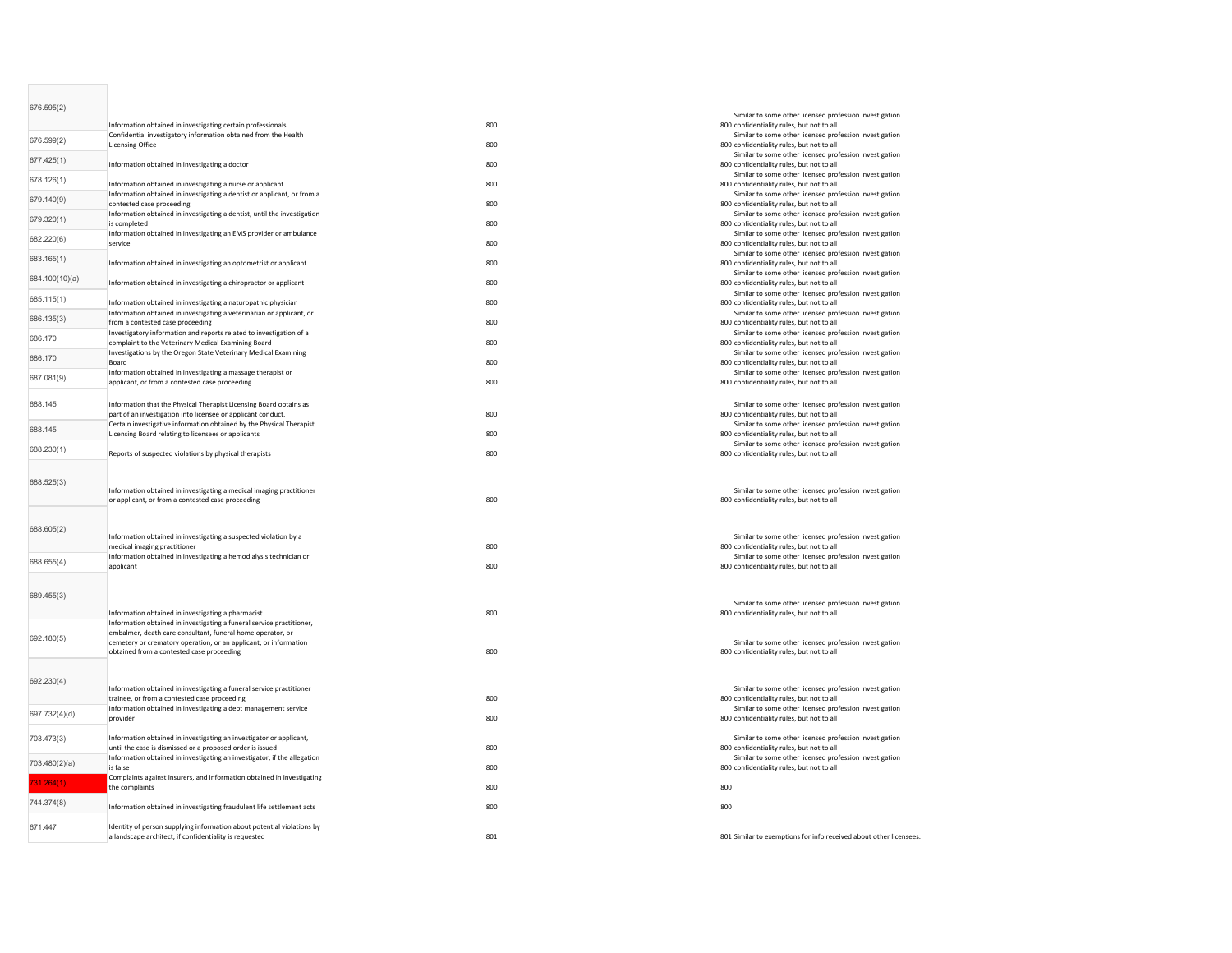| | | | |
|---|---|---|---|
| 676.595(2) | Information obtained in investigating certain professionals | 800 | 800 Similar to some other licensed profession investigation confidentiality rules, but not to all |
| 676.599(2) | Confidential investigatory information obtained from the Health Licensing Office | 800 | 800 Similar to some other licensed profession investigation confidentiality rules, but not to all |
| 677.425(1) | Information obtained in investigating a doctor | 800 | 800 Similar to some other licensed profession investigation confidentiality rules, but not to all |
| 678.126(1) | Information obtained in investigating a nurse or applicant | 800 | 800 Similar to some other licensed profession investigation confidentiality rules, but not to all |
| 679.140(9) | Information obtained in investigating a dentist or applicant, or from a contested case proceeding | 800 | 800 Similar to some other licensed profession investigation confidentiality rules, but not to all |
| 679.320(1) | Information obtained in investigating a dentist, until the investigation is completed | 800 | 800 Similar to some other licensed profession investigation confidentiality rules, but not to all |
| 682.220(6) | Information obtained in investigating an EMS provider or ambulance service | 800 | 800 Similar to some other licensed profession investigation confidentiality rules, but not to all |
| 683.165(1) | Information obtained in investigating an optometrist or applicant | 800 | 800 Similar to some other licensed profession investigation confidentiality rules, but not to all |
| 684.100(10)(a) | Information obtained in investigating a chiropractor or applicant | 800 | 800 Similar to some other licensed profession investigation confidentiality rules, but not to all |
| 685.115(1) | Information obtained in investigating a naturopathic physician | 800 | 800 Similar to some other licensed profession investigation confidentiality rules, but not to all |
| 686.135(3) | Information obtained in investigating a veterinarian or applicant, or from a contested case proceeding | 800 | 800 Similar to some other licensed profession investigation confidentiality rules, but not to all |
| 686.170 | Investigatory information and reports related to investigation of a complaint to the Veterinary Medical Examining Board | 800 | 800 Similar to some other licensed profession investigation confidentiality rules, but not to all |
| 686.170 | Investigations by the Oregon State Veterinary Medical Examining Board | 800 | 800 Similar to some other licensed profession investigation confidentiality rules, but not to all |
| 687.081(9) | Information obtained in investigating a massage therapist or applicant, or from a contested case proceeding | 800 | 800 Similar to some other licensed profession investigation confidentiality rules, but not to all |
| 688.145 | Information that the Physical Therapist Licensing Board obtains as part of an investigation into licensee or applicant conduct. | 800 | 800 Similar to some other licensed profession investigation confidentiality rules, but not to all |
| 688.145 | Certain investigative information obtained by the Physical Therapist Licensing Board relating to licensees or applicants | 800 | 800 Similar to some other licensed profession investigation confidentiality rules, but not to all |
| 688.230(1) | Reports of suspected violations by physical therapists | 800 | 800 Similar to some other licensed profession investigation confidentiality rules, but not to all |
| 688.525(3) | Information obtained in investigating a medical imaging practitioner or applicant, or from a contested case proceeding | 800 | 800 Similar to some other licensed profession investigation confidentiality rules, but not to all |
| 688.605(2) | Information obtained in investigating a suspected violation by a medical imaging practitioner | 800 | 800 Similar to some other licensed profession investigation confidentiality rules, but not to all |
| 688.655(4) | Information obtained in investigating a hemodialysis technician or applicant | 800 | 800 Similar to some other licensed profession investigation confidentiality rules, but not to all |
| 689.455(3) | Information obtained in investigating a pharmacist | 800 | 800 Similar to some other licensed profession investigation confidentiality rules, but not to all |
| 692.180(5) | Information obtained in investigating a funeral service practitioner, embalmer, death care consultant, funeral home operator, or cemetery or crematory operation, or an applicant; or information obtained from a contested case proceeding | 800 | 800 Similar to some other licensed profession investigation confidentiality rules, but not to all |
| 692.230(4) | Information obtained in investigating a funeral service practitioner trainee, or from a contested case proceeding | 800 | 800 Similar to some other licensed profession investigation confidentiality rules, but not to all |
| 697.732(4)(d) | Information obtained in investigating a debt management service provider | 800 | 800 Similar to some other licensed profession investigation confidentiality rules, but not to all |
| 703.473(3) | Information obtained in investigating an investigator or applicant, until the case is dismissed or a proposed order is issued | 800 | 800 Similar to some other licensed profession investigation confidentiality rules, but not to all |
| 703.480(2)(a) | Information obtained in investigating an investigator, if the allegation is false | 800 | 800 Similar to some other licensed profession investigation confidentiality rules, but not to all |
| 731.264(1) | Complaints against insurers, and information obtained in investigating the complaints | 800 | 800 |
| 744.374(8) | Information obtained in investigating fraudulent life settlement acts | 800 | 800 |
| 671.447 | Identity of person supplying information about potential violations by a landscape architect, if confidentiality is requested | 801 | 801 Similar to exemptions for info received about other licensees. |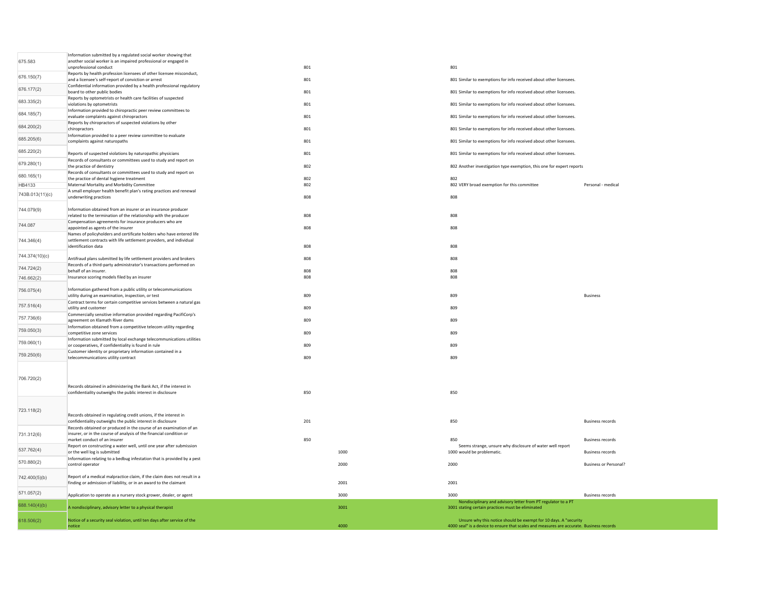| | | | | | | |
|---|---|---|---|---|---|---|
| 675.583 | Information submitted by a regulated social worker showing that another social worker is an impaired professional or engaged in unprofessional conduct | 801 | | 801 | | |
| 676.150(7) | Reports by health profession licensees of other licensee misconduct, and a licensee's self-report of conviction or arrest | 801 | | 801 | Similar to exemptions for info received about other licensees. | |
| 676.177(2) | Confidential information provided by a health professional regulatory board to other public bodies | 801 | | 801 | Similar to exemptions for info received about other licensees. | |
| 683.335(2) | Reports by optometrists or health care facilities of suspected violations by optometrists | 801 | | 801 | Similar to exemptions for info received about other licensees. | |
| 684.185(7) | Information provided to chiropractic peer review committees to evaluate complaints against chiropractors | 801 | | 801 | Similar to exemptions for info received about other licensees. | |
| 684.200(2) | Reports by chiropractors of suspected violations by other chiropractors | 801 | | 801 | Similar to exemptions for info received about other licensees. | |
| 685.205(6) | Information provided to a peer review committee to evaluate complaints against naturopaths | 801 | | 801 | Similar to exemptions for info received about other licensees. | |
| 685.220(2) | Reports of suspected violations by naturopathic physicians | 801 | | 801 | Similar to exemptions for info received about other licensees. | |
| 679.280(1) | Records of consultants or committees used to study and report on the practice of dentistry | 802 | | 802 | Another investigation type exemption, this one for expert reports | |
| 680.165(1) | Records of consultants or committees used to study and report on the practice of dental hygiene treatment | 802 | | 802 | | |
| HB4133 | Maternal Mortality and Morbidity Committee | 802 | | 802 | VERY broad exemption for this committee | Personal - medical |
| 743B.013(11)(c) | A small employer health benefit plan's rating practices and renewal underwriting practices | 808 | | 808 | | |
| 744.079(9) | Information obtained from an insurer or an insurance producer related to the termination of the relationship with the producer | 808 | | 808 | | |
| 744.087 | Compensation agreements for insurance producers who are appointed as agents of the insurer | 808 | | 808 | | |
| 744.346(4) | Names of policyholders and certificate holders who have entered life settlement contracts with life settlement providers, and individual identification data | 808 | | 808 | | |
| 744.374(10)(c) | Antifraud plans submitted by life settlement providers and brokers | 808 | | 808 | | |
| 744.724(2) | Records of a third-party administrator's transactions performed on behalf of an insurer. | 808 | | 808 | | |
| 746.662(2) | Insurance scoring models filed by an insurer | 808 | | 808 | | |
| 756.075(4) | Information gathered from a public utility or telecommunications utility during an examination, inspection, or test | 809 | | 809 | | Business |
| 757.516(4) | Contract terms for certain competitive services between a natural gas utility and customer | 809 | | 809 | | |
| 757.736(6) | Commercially sensitive information provided regarding PacifiCorp's agreement on Klamath River dams | 809 | | 809 | | |
| 759.050(3) | Information obtained from a competitive telecom utility regarding competitive zone services | 809 | | 809 | | |
| 759.060(1) | Information submitted by local exchange telecommunications utilities or cooperatives, if confidentiality is found in rule | 809 | | 809 | | |
| 759.250(6) | Customer identity or proprietary information contained in a telecommunications utility contract | 809 | | 809 | | |
| 706.720(2) | Records obtained in administering the Bank Act, if the interest in confidentiality outweighs the public interest in disclosure | 850 | | 850 | | |
| 723.118(2) | Records obtained in regulating credit unions, if the interest in confidentiality outweighs the public interest in disclosure | 201 | | 850 | | Business records |
| 731.312(6) | Records obtained or produced in the course of an examination of an insurer, or in the course of analysis of the financial condition or market conduct of an insurer | 850 | | 850 | | Business records |
| 537.762(4) | Report on constructing a water well, until one year after submission or the well log is submitted | | 1000 | 1000 | Seems strange, unsure why disclosure of water well report would be problematic. | Business records |
| 570.880(2) | Information relating to a bedbug infestation that is provided by a pest control operator | | 2000 | 2000 | | Business or Personal? |
| 742.400(5)(b) | Report of a medical malpractice claim, if the claim does not result in a finding or admission of liability, or in an award to the claimant | | 2001 | 2001 | | |
| 571.057(2) | Application to operate as a nursery stock grower, dealer, or agent | | 3000 | 3000 | | Business records |
| 688.140(4)(b) | A nondisciplinary, advisory letter to a physical therapist | | 3001 | 3001 | Nondisciplinary and advisory letter from PT regulator to a PT stating certain practices must be eliminated | |
| 618.506(2) | Notice of a security seal violation, until ten days after service of the notice | | 4000 | 4000 | Unsure why this notice should be exempt for 10 days. A "security seal" is a device to ensure that scales and measures are accurate. | Business records |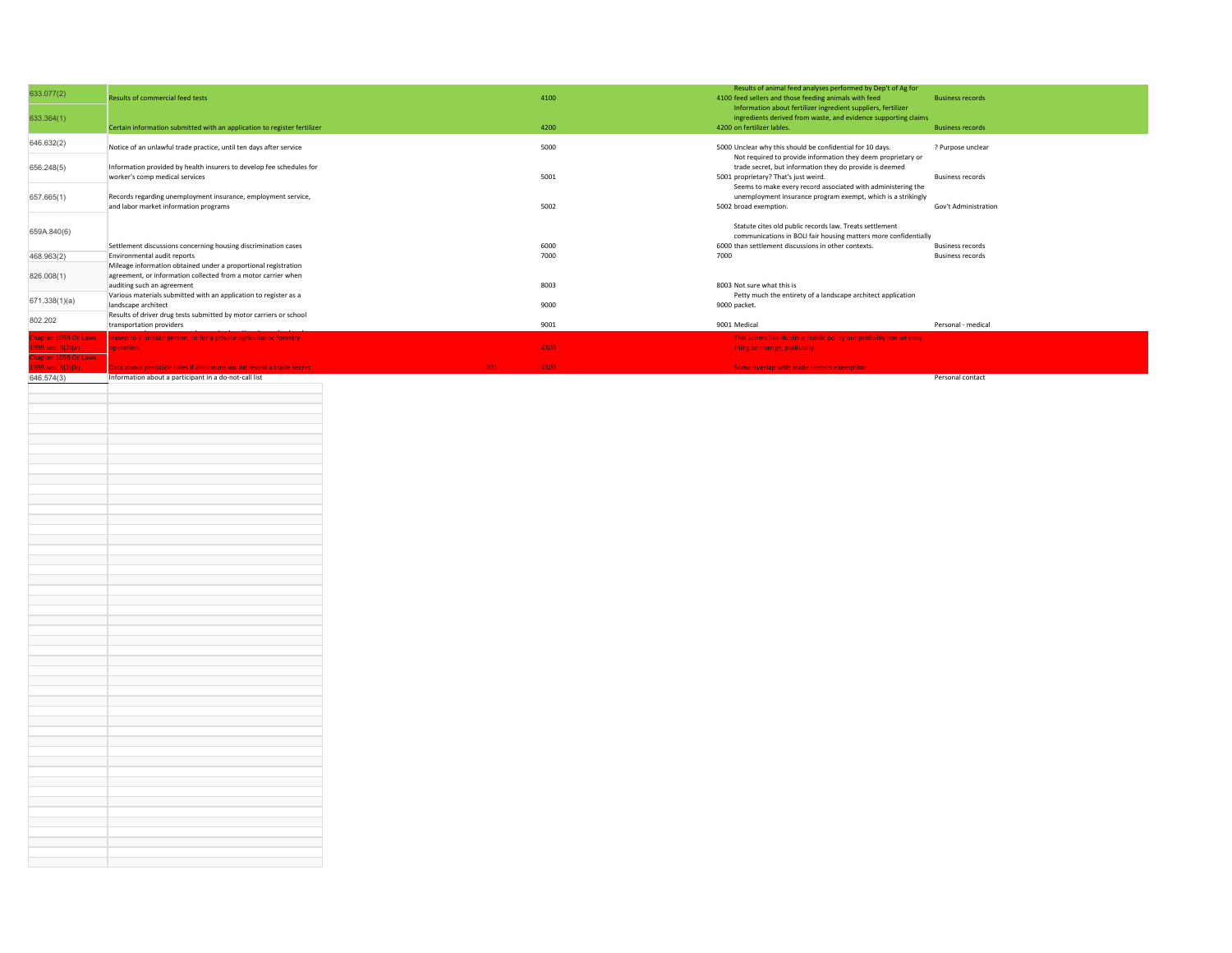| | | | | | | |
|---|---|---|---|---|---|---|
| 633.077(2) | Results of commercial feed tests | | 4100 | 4100 | Results of animal feed analyses performed by Dep't of Ag for feed sellers and those feeding animals with feed | Business records |
| 633.364(1) | Certain information submitted with an application to register fertilizer | | 4200 | 4200 | Information about fertilizer ingredient suppliers, fertilizer ingredients derived from waste, and evidence supporting claims on fertilizer lables. | Business records |
| 646.632(2) | Notice of an unlawful trade practice, until ten days after service | | 5000 | 5000 | Unclear why this should be confidential for 10 days. | ? Purpose unclear |
| 656.248(5) | Information provided by health insurers to develop fee schedules for worker's comp medical services | | 5001 | 5001 | Not required to provide information they deem proprietary or trade secret, but information they do provide is deemed proprietary? That's just weird. | Business records |
| 657.665(1) | Records regarding unemployment insurance, employment service, and labor market information programs | | 5002 | 5002 | Seems to make every record associated with administering the unemployment insurance program exempt, which is a strikingly broad exemption. | Gov't Administration |
| 659A.840(6) | Settlement discussions concerning housing discrimination cases | | 6000 | 6000 | Statute cites old public records law. Treats settlement communications in BOLI fair housing matters more confidentially than settlement discussions in other contexts. | Business records |
| 468.963(2) | Environmental audit reports | | 7000 | 7000 | | Business records |
| 826.008(1) | Mileage information obtained under a proportional registration agreement, or information collected from a motor carrier when auditing such an agreement | | 8003 | 8003 | Not sure what this is | |
| 671.338(1)(a) | Various materials submitted with an application to register as a landscape architect | | 9000 | 9000 | Petty much the entirety of a landscape architect application packet. | |
| 802.202 | Results of driver drug tests submitted by motor carriers or school transportation providers | | 9001 | 9001 | Medical | Personal - medical |
| Chapter 1059 Or Laws 1998 sec. 8(2)(a) | leased to a private person, or for a private agricultural or forestry operation. | | 4300 | | This seems like dubious public policy but probably not an easy thing to change, politically. | |
| Chapter 1059 Or Laws 1998 sec. 8(2)(b) | Data about pesticide sales if disclosure would reveal a trade secret | 201 | 4300 | | Some overlap with trade secrets exemption | |
| 646.574(3) | Information about a participant in a do-not-call list | | | | | Personal contact |